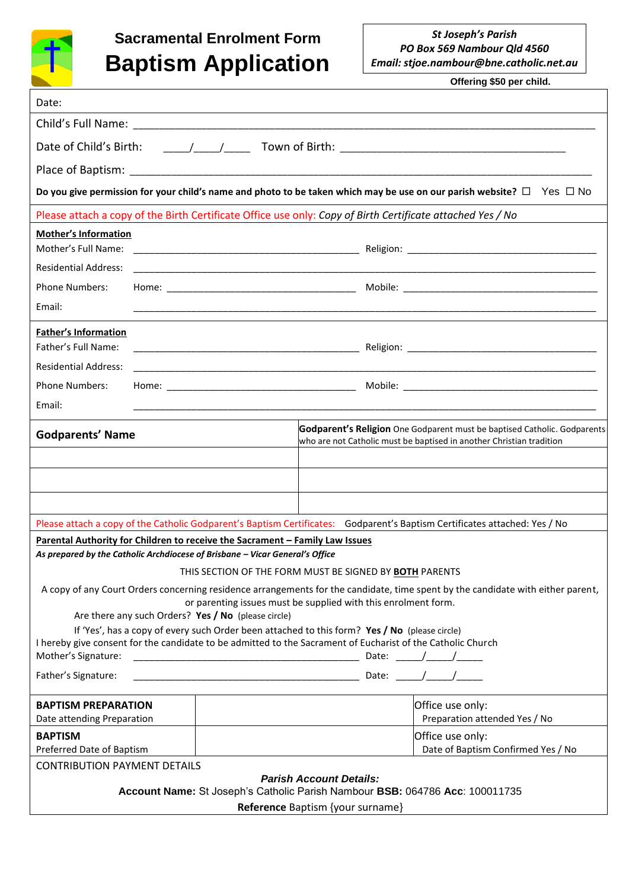# Sacramental Enrolment Form

# Baptism Application

*St Joseph's Parish*
*PO Box 569 Nambour Qld 4560*
*Email: stjoe.nambour@bne.catholic.net.au*

**Offering $50 per child.**

Date:

Child's Full Name: ______________________________________________

Date of Child's Birth: ____/____/____ Town of Birth: ______________________________

Place of Baptism: ______________________________________________

**Do you give permission for your child's name and photo to be taken which may be use on our parish website?** ☐ Yes ☐ No

Please attach a copy of the Birth Certificate Office use only: *Copy of Birth Certificate attached Yes / No*

**Mother's Information**

Mother's Full Name: ______________________________ Religion: ______________________________

Residential Address: ______________________________________________

Phone Numbers: Home: ______________________________ Mobile: ______________________________

Email: ______________________________________________

**Father's Information**

Father's Full Name: ______________________________ Religion: ______________________________

Residential Address: ______________________________________________

Phone Numbers: Home: ______________________________ Mobile: ______________________________

Email: ______________________________________________

| Godparents' Name | **Godparent's Religion** One Godparent must be baptised Catholic. Godparents who are not Catholic must be baptised in another Christian tradition |
|---|---|
| | |
| | |
| | |

Please attach a copy of the Catholic Godparent's Baptism Certificates: Godparent's Baptism Certificates attached: Yes / No

**Parental Authority for Children to receive the Sacrament – Family Law Issues**

***As prepared by the Catholic Archdiocese of Brisbane – Vicar General's Office***

THIS SECTION OF THE FORM MUST BE SIGNED BY **BOTH** PARENTS

A copy of any Court Orders concerning residence arrangements for the candidate, time spent by the candidate with either parent, or parenting issues must be supplied with this enrolment form.

Are there any such Orders? **Yes / No** (please circle)

If 'Yes', has a copy of every such Order been attached to this form? **Yes / No** (please circle)

I hereby give consent for the candidate to be admitted to the Sacrament of Eucharist of the Catholic Church

Mother's Signature: ______________________________ Date: ____/____/____

Father's Signature: ______________________________ Date: ____/____/____

| | | |
|---|---|---|
| **BAPTISM PREPARATION** Date attending Preparation | | Office use only: Preparation attended Yes / No |
| **BAPTISM** Preferred Date of Baptism | | Office use only: Date of Baptism Confirmed Yes / No |

CONTRIBUTION PAYMENT DETAILS

***Parish Account Details:***

**Account Name:** St Joseph's Catholic Parish Nambour **BSB:** 064786 **Acc**: 100011735

**Reference** Baptism {your surname}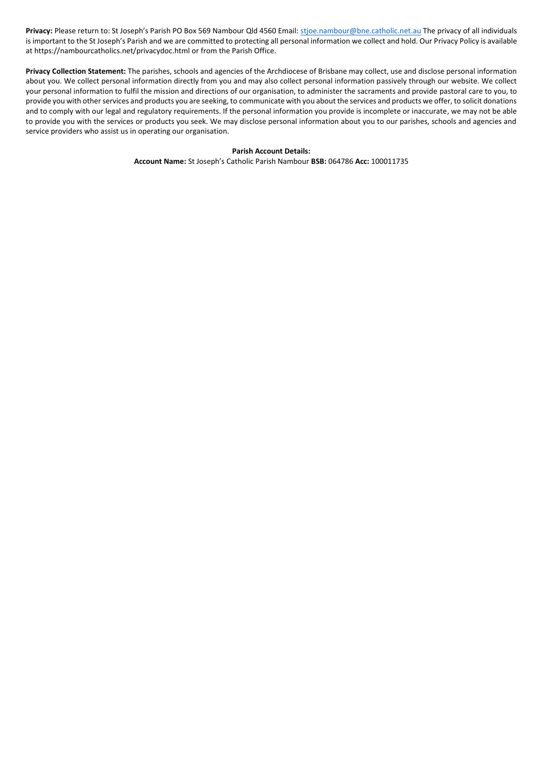**Privacy:** Please return to: St Joseph's Parish PO Box 569 Nambour Qld 4560 Email: stjoe.nambour@bne.catholic.net.au The privacy of all individuals is important to the St Joseph's Parish and we are committed to protecting all personal information we collect and hold. Our Privacy Policy is available at https://nambourcatholics.net/privacydoc.html or from the Parish Office.

**Privacy Collection Statement:** The parishes, schools and agencies of the Archdiocese of Brisbane may collect, use and disclose personal information about you. We collect personal information directly from you and may also collect personal information passively through our website. We collect your personal information to fulfil the mission and directions of our organisation, to administer the sacraments and provide pastoral care to you, to provide you with other services and products you are seeking, to communicate with you about the services and products we offer, to solicit donations and to comply with our legal and regulatory requirements. If the personal information you provide is incomplete or inaccurate, we may not be able to provide you with the services or products you seek. We may disclose personal information about you to our parishes, schools and agencies and service providers who assist us in operating our organisation.

**Parish Account Details:**

**Account Name:** St Joseph's Catholic Parish Nambour **BSB:** 064786 **Acc:** 100011735